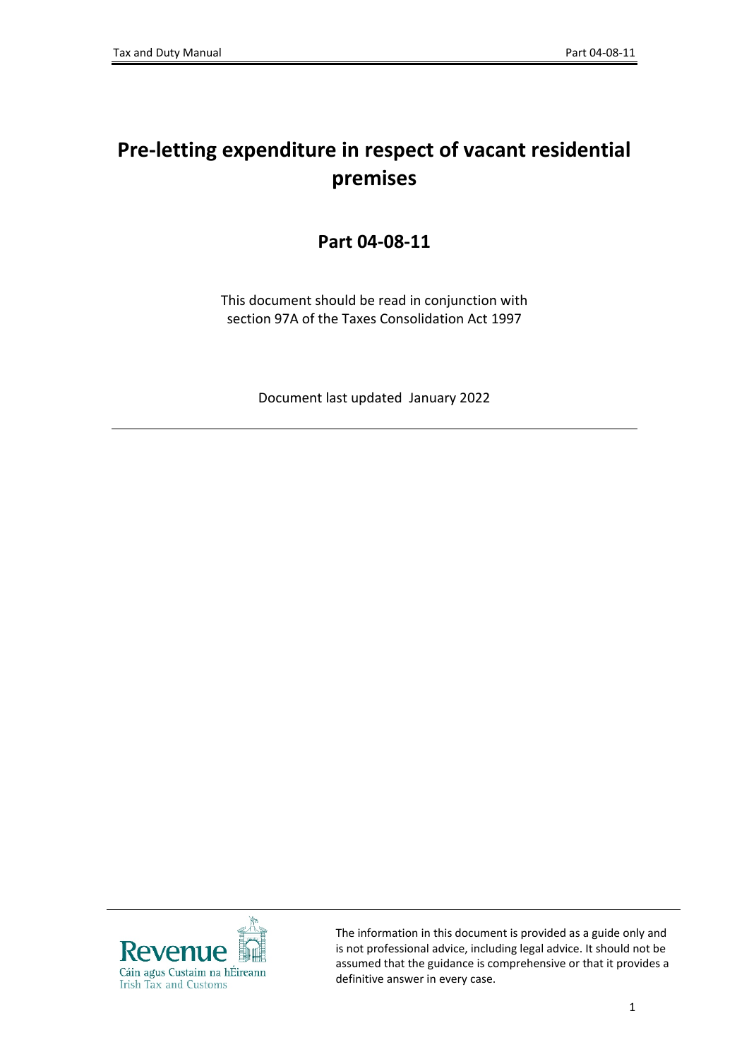# Pre-letting expenditure in respect of vacant residential premises

## Part 04-08-11

This document should be read in conjunction with section 97A of the Taxes Consolidation Act 1997

Document last updated January 2022

The information in this document is provided as a guide only and is not professional advice, including legal advice. It should not be assumed that the guidance is comprehensive or that it provides a definitive answer in every case.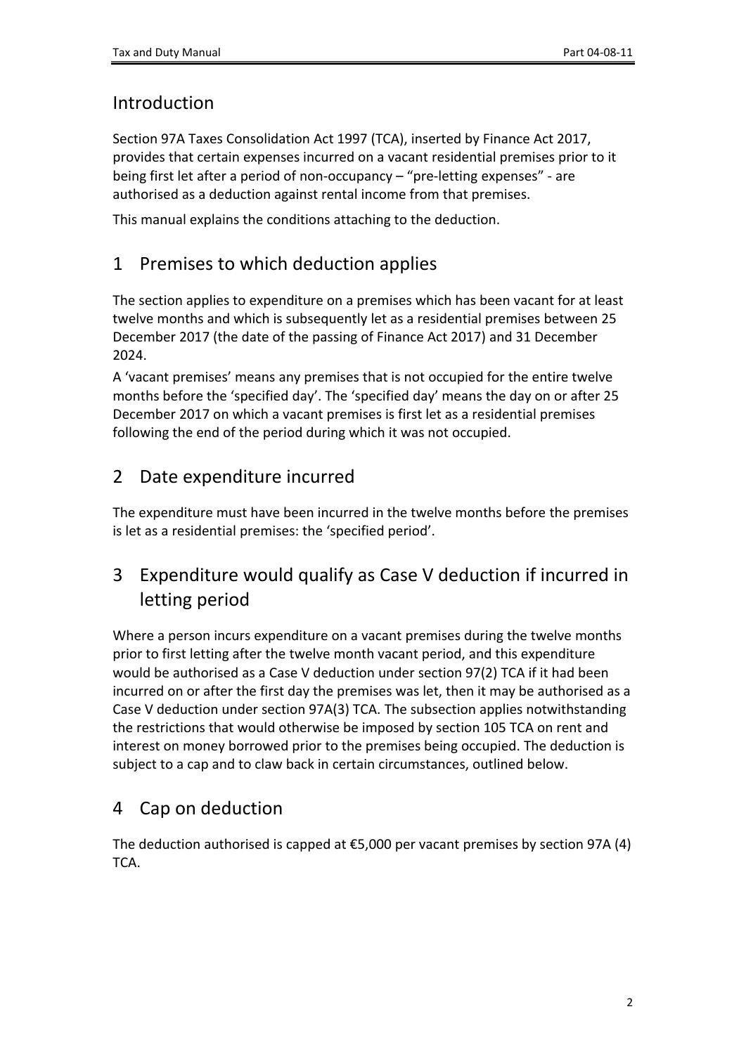## Introduction

Section 97A Taxes Consolidation Act 1997 (TCA), inserted by Finance Act 2017, provides that certain expenses incurred on a vacant residential premises prior to it being first let after a period of non-occupancy – "pre-letting expenses" - are authorised as a deduction against rental income from that premises.

This manual explains the conditions attaching to the deduction.

## 1 Premises to which deduction applies

The section applies to expenditure on a premises which has been vacant for at least twelve months and which is subsequently let as a residential premises between 25 December 2017 (the date of the passing of Finance Act 2017) and 31 December 2024.

A 'vacant premises' means any premises that is not occupied for the entire twelve months before the 'specified day'. The 'specified day' means the day on or after 25 December 2017 on which a vacant premises is first let as a residential premises following the end of the period during which it was not occupied.

## 2 Date expenditure incurred

The expenditure must have been incurred in the twelve months before the premises is let as a residential premises: the 'specified period'.

## 3 Expenditure would qualify as Case V deduction if incurred in letting period

Where a person incurs expenditure on a vacant premises during the twelve months prior to first letting after the twelve month vacant period, and this expenditure would be authorised as a Case V deduction under section 97(2) TCA if it had been incurred on or after the first day the premises was let, then it may be authorised as a Case V deduction under section 97A(3) TCA. The subsection applies notwithstanding the restrictions that would otherwise be imposed by section 105 TCA on rent and interest on money borrowed prior to the premises being occupied. The deduction is subject to a cap and to claw back in certain circumstances, outlined below.

## 4 Cap on deduction

The deduction authorised is capped at €5,000 per vacant premises by section 97A (4) TCA.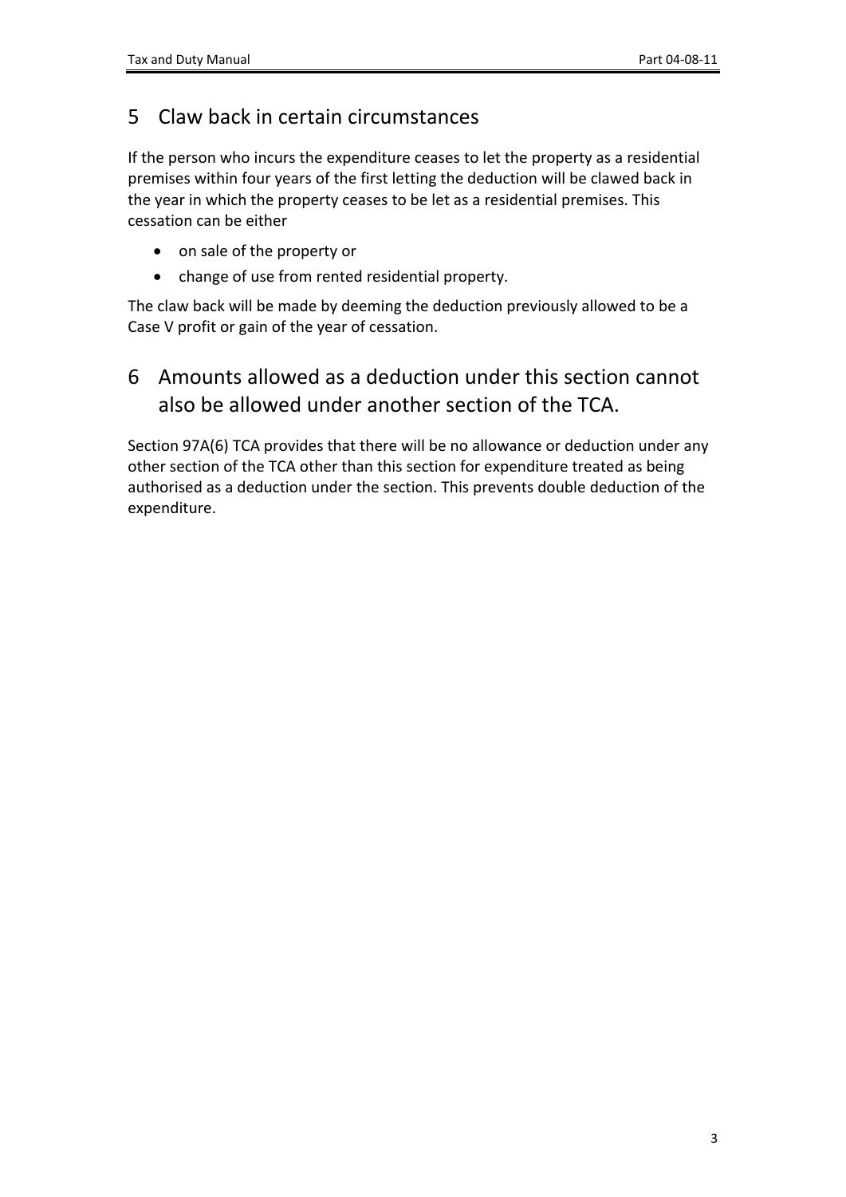# 5 Claw back in certain circumstances

If the person who incurs the expenditure ceases to let the property as a residential premises within four years of the first letting the deduction will be clawed back in the year in which the property ceases to be let as a residential premises. This cessation can be either

- on sale of the property or
- change of use from rented residential property.

The claw back will be made by deeming the deduction previously allowed to be a Case V profit or gain of the year of cessation.

# 6 Amounts allowed as a deduction under this section cannot also be allowed under another section of the TCA.

Section 97A(6) TCA provides that there will be no allowance or deduction under any other section of the TCA other than this section for expenditure treated as being authorised as a deduction under the section. This prevents double deduction of the expenditure.